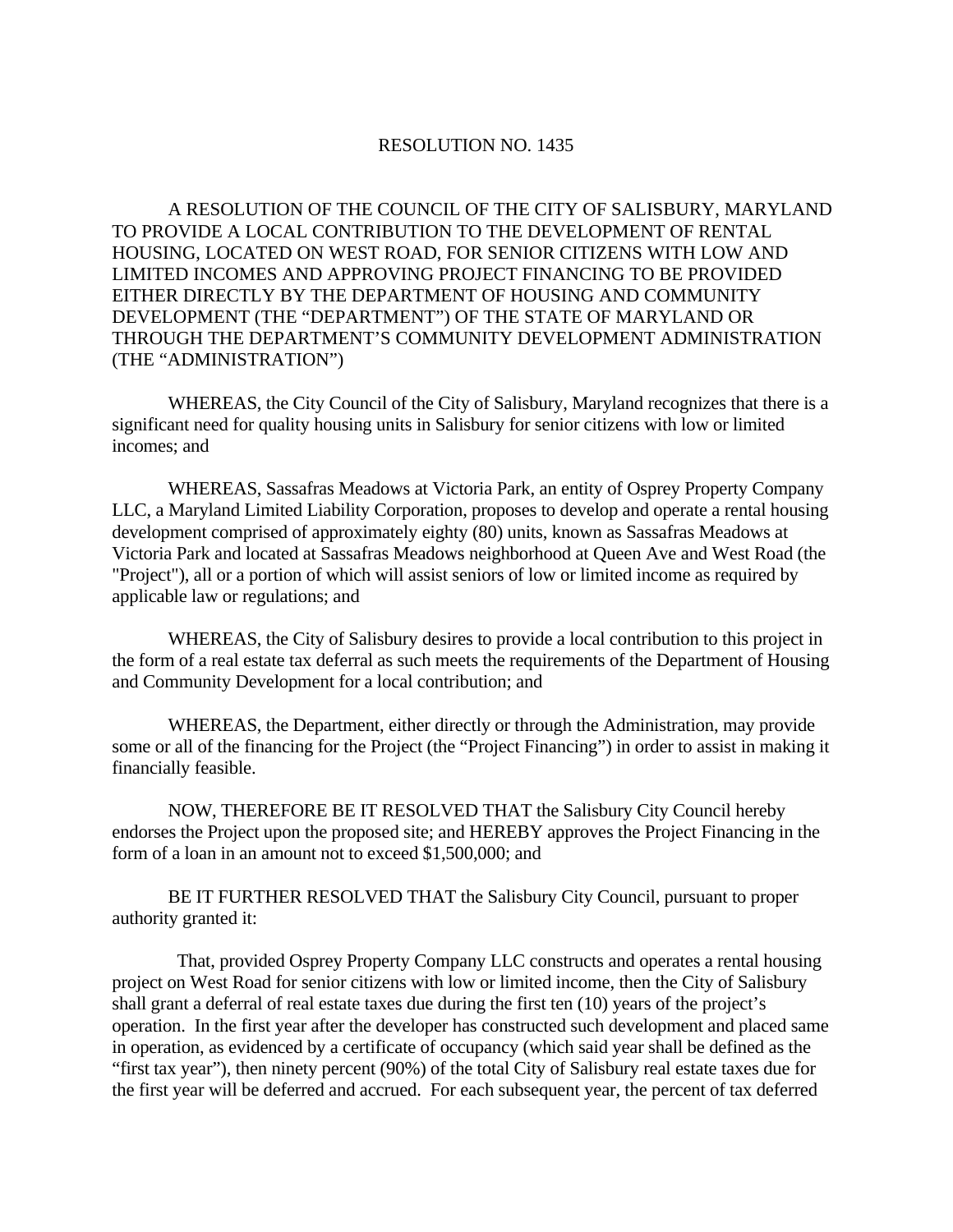# RESOLUTION NO. 1435

A RESOLUTION OF THE COUNCIL OF THE CITY OF SALISBURY, MARYLAND TO PROVIDE A LOCAL CONTRIBUTION TO THE DEVELOPMENT OF RENTAL HOUSING, LOCATED ON WEST ROAD, FOR SENIOR CITIZENS WITH LOW AND LIMITED INCOMES AND APPROVING PROJECT FINANCING TO BE PROVIDED EITHER DIRECTLY BY THE DEPARTMENT OF HOUSING AND COMMUNITY DEVELOPMENT (THE "DEPARTMENT") OF THE STATE OF MARYLAND OR THROUGH THE DEPARTMENT'S COMMUNITY DEVELOPMENT ADMINISTRATION (THE "ADMINISTRATION")

WHEREAS, the City Council of the City of Salisbury, Maryland recognizes that there is a significant need for quality housing units in Salisbury for senior citizens with low or limited incomes; and

WHEREAS, Sassafras Meadows at Victoria Park, an entity of Osprey Property Company LLC, a Maryland Limited Liability Corporation, proposes to develop and operate a rental housing development comprised of approximately eighty (80) units, known as Sassafras Meadows at Victoria Park and located at Sassafras Meadows neighborhood at Queen Ave and West Road (the "Project"), all or a portion of which will assist seniors of low or limited income as required by applicable law or regulations; and

WHEREAS, the City of Salisbury desires to provide a local contribution to this project in the form of a real estate tax deferral as such meets the requirements of the Department of Housing and Community Development for a local contribution; and

WHEREAS, the Department, either directly or through the Administration, may provide some or all of the financing for the Project (the "Project Financing") in order to assist in making it financially feasible.

NOW, THEREFORE BE IT RESOLVED THAT the Salisbury City Council hereby endorses the Project upon the proposed site; and HEREBY approves the Project Financing in the form of a loan in an amount not to exceed $1,500,000; and

BE IT FURTHER RESOLVED THAT the Salisbury City Council, pursuant to proper authority granted it:

That, provided Osprey Property Company LLC constructs and operates a rental housing project on West Road for senior citizens with low or limited income, then the City of Salisbury shall grant a deferral of real estate taxes due during the first ten (10) years of the project's operation. In the first year after the developer has constructed such development and placed same in operation, as evidenced by a certificate of occupancy (which said year shall be defined as the "first tax year"), then ninety percent (90%) of the total City of Salisbury real estate taxes due for the first year will be deferred and accrued. For each subsequent year, the percent of tax deferred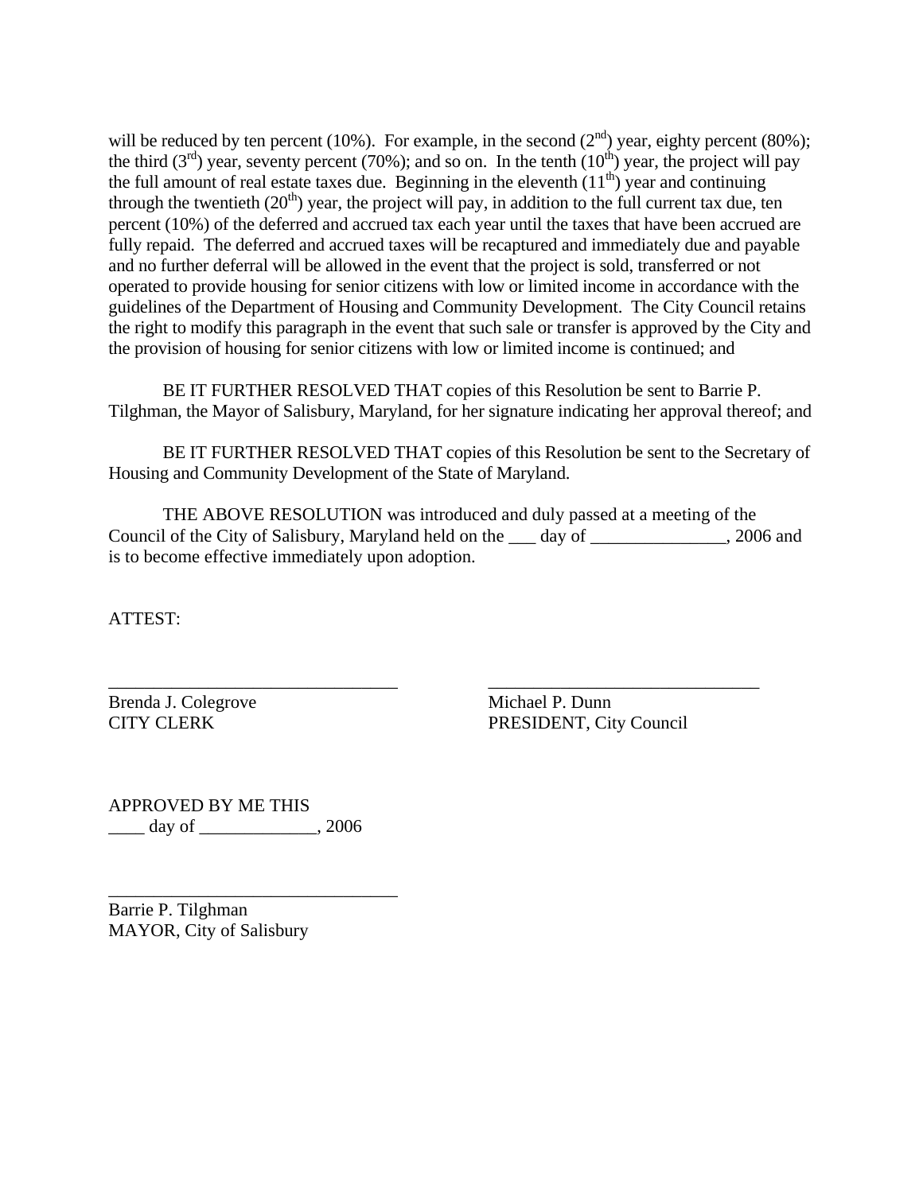will be reduced by ten percent (10%). For example, in the second (2nd) year, eighty percent (80%); the third (3rd) year, seventy percent (70%); and so on. In the tenth (10th) year, the project will pay the full amount of real estate taxes due. Beginning in the eleventh (11th) year and continuing through the twentieth (20th) year, the project will pay, in addition to the full current tax due, ten percent (10%) of the deferred and accrued tax each year until the taxes that have been accrued are fully repaid. The deferred and accrued taxes will be recaptured and immediately due and payable and no further deferral will be allowed in the event that the project is sold, transferred or not operated to provide housing for senior citizens with low or limited income in accordance with the guidelines of the Department of Housing and Community Development. The City Council retains the right to modify this paragraph in the event that such sale or transfer is approved by the City and the provision of housing for senior citizens with low or limited income is continued; and

BE IT FURTHER RESOLVED THAT copies of this Resolution be sent to Barrie P. Tilghman, the Mayor of Salisbury, Maryland, for her signature indicating her approval thereof; and

BE IT FURTHER RESOLVED THAT copies of this Resolution be sent to the Secretary of Housing and Community Development of the State of Maryland.

THE ABOVE RESOLUTION was introduced and duly passed at a meeting of the Council of the City of Salisbury, Maryland held on the ___ day of _______________, 2006 and is to become effective immediately upon adoption.

ATTEST:

________________________________

Brenda J. Colegrove
CITY CLERK

______________________________

Michael P. Dunn
PRESIDENT, City Council

APPROVED BY ME THIS
____ day of _____________, 2006

________________________________

Barrie P. Tilghman
MAYOR, City of Salisbury